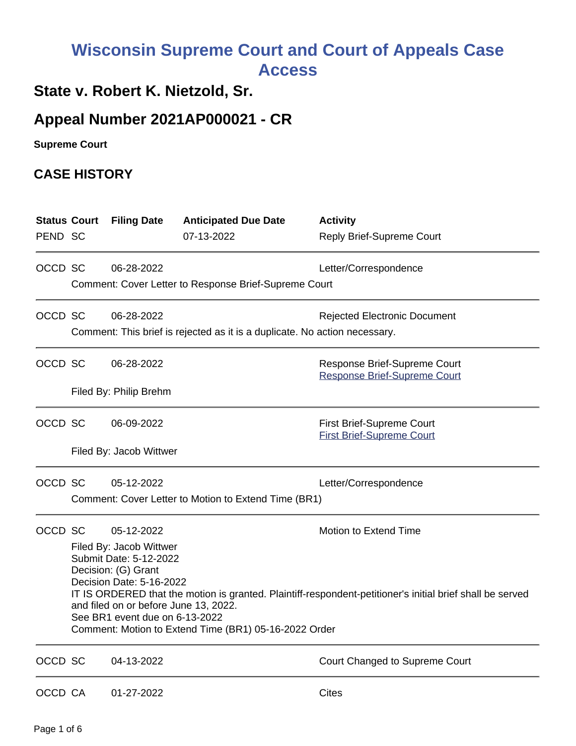# Wisconsin Supreme Court and Court of Appeals Case Access

## State v. Robert K. Nietzold, Sr.

## Appeal Number 2021AP000021 - CR

**Supreme Court**

### CASE HISTORY

| Status | Court | Filing Date | Anticipated Due Date | Activity |
|---|---|---|---|---|
| PEND | SC | | 07-13-2022 | Reply Brief-Supreme Court |

---

| Status | Court | Filing Date | Anticipated Due Date | Activity |
|---|---|---|---|---|
| OCCD | SC | 06-28-2022 | | Letter/Correspondence |

Comment: Cover Letter to Response Brief-Supreme Court

---

| Status | Court | Filing Date | Anticipated Due Date | Activity |
|---|---|---|---|---|
| OCCD | SC | 06-28-2022 | | Rejected Electronic Document |

Comment: This brief is rejected as it is a duplicate. No action necessary.

---

| Status | Court | Filing Date | Anticipated Due Date | Activity |
|---|---|---|---|---|
| OCCD | SC | 06-28-2022 | | Response Brief-Supreme Court<br>Response Brief-Supreme Court |

Filed By: Philip Brehm

---

| Status | Court | Filing Date | Anticipated Due Date | Activity |
|---|---|---|---|---|
| OCCD | SC | 06-09-2022 | | First Brief-Supreme Court<br>First Brief-Supreme Court |

Filed By: Jacob Wittwer

---

| Status | Court | Filing Date | Anticipated Due Date | Activity |
|---|---|---|---|---|
| OCCD | SC | 05-12-2022 | | Letter/Correspondence |

Comment: Cover Letter to Motion to Extend Time (BR1)

---

| Status | Court | Filing Date | Anticipated Due Date | Activity |
|---|---|---|---|---|
| OCCD | SC | 05-12-2022 | | Motion to Extend Time |

Filed By: Jacob Wittwer
Submit Date: 5-12-2022
Decision: (G) Grant
Decision Date: 5-16-2022
IT IS ORDERED that the motion is granted. Plaintiff-respondent-petitioner's initial brief shall be served and filed on or before June 13, 2022.
See BR1 event due on 6-13-2022
Comment: Motion to Extend Time (BR1) 05-16-2022 Order

---

| Status | Court | Filing Date | Anticipated Due Date | Activity |
|---|---|---|---|---|
| OCCD | SC | 04-13-2022 | | Court Changed to Supreme Court |

---

| Status | Court | Filing Date | Anticipated Due Date | Activity |
|---|---|---|---|---|
| OCCD | CA | 01-27-2022 | | Cites |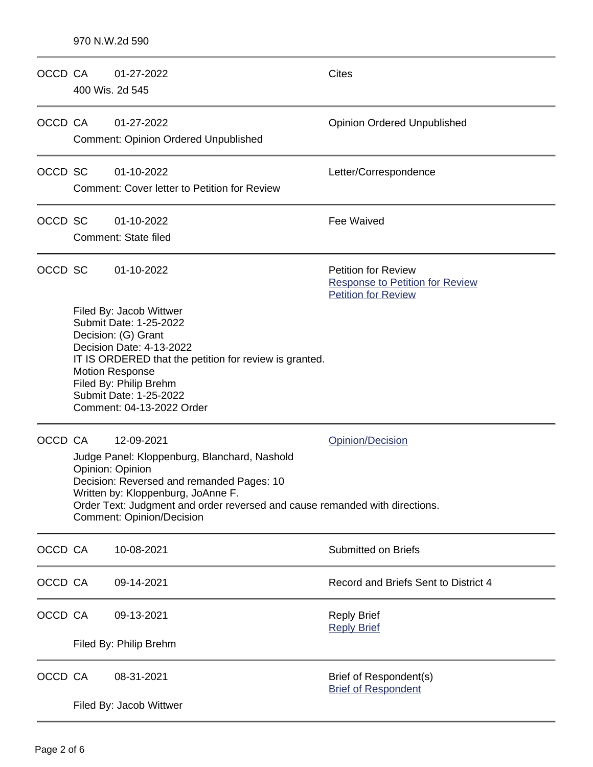970 N.W.2d 590

| | | | |
|---|---|---|---|
| OCCD | CA | 01-27-2022 | Cites |
| | | 400 Wis. 2d 545 | |
| OCCD | CA | 01-27-2022 | Opinion Ordered Unpublished |
| | | Comment: Opinion Ordered Unpublished | |
| OCCD | SC | 01-10-2022 | Letter/Correspondence |
| | | Comment: Cover letter to Petition for Review | |
| OCCD | SC | 01-10-2022 | Fee Waived |
| | | Comment: State filed | |
| OCCD | SC | 01-10-2022 | Petition for Review<br>Response to Petition for Review<br>Petition for Review |
| | | Filed By: Jacob Wittwer<br>Submit Date: 1-25-2022<br>Decision: (G) Grant<br>Decision Date: 4-13-2022<br>IT IS ORDERED that the petition for review is granted.<br>Motion Response<br>Filed By: Philip Brehm<br>Submit Date: 1-25-2022<br>Comment: 04-13-2022 Order | |
| OCCD | CA | 12-09-2021 | Opinion/Decision |
| | | Judge Panel: Kloppenburg, Blanchard, Nashold<br>Opinion: Opinion<br>Decision: Reversed and remanded Pages: 10<br>Written by: Kloppenburg, JoAnne F.<br>Order Text: Judgment and order reversed and cause remanded with directions.<br>Comment: Opinion/Decision | |
| OCCD | CA | 10-08-2021 | Submitted on Briefs |
| OCCD | CA | 09-14-2021 | Record and Briefs Sent to District 4 |
| OCCD | CA | 09-13-2021 | Reply Brief<br>Reply Brief |
| | | Filed By: Philip Brehm | |
| OCCD | CA | 08-31-2021 | Brief of Respondent(s)<br>Brief of Respondent |
| | | Filed By: Jacob Wittwer | |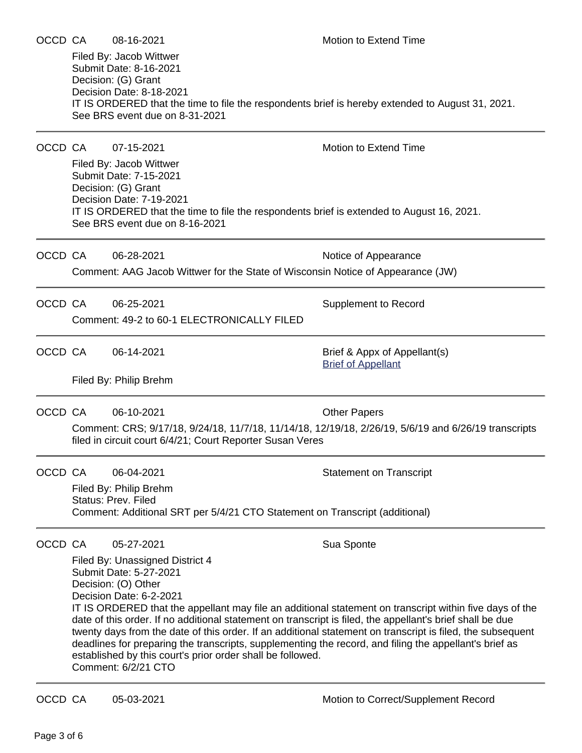OCCD CA 08-16-2021 Motion to Extend Time

Filed By: Jacob Wittwer
Submit Date: 8-16-2021
Decision: (G) Grant
Decision Date: 8-18-2021
IT IS ORDERED that the time to file the respondents brief is hereby extended to August 31, 2021.
See BRS event due on 8-31-2021

---

OCCD CA 07-15-2021 Motion to Extend Time

Filed By: Jacob Wittwer
Submit Date: 7-15-2021
Decision: (G) Grant
Decision Date: 7-19-2021
IT IS ORDERED that the time to file the respondents brief is extended to August 16, 2021.
See BRS event due on 8-16-2021

---

OCCD CA 06-28-2021 Notice of Appearance

Comment: AAG Jacob Wittwer for the State of Wisconsin Notice of Appearance (JW)

---

OCCD CA 06-25-2021 Supplement to Record

Comment: 49-2 to 60-1 ELECTRONICALLY FILED

---

OCCD CA 06-14-2021 Brief & Appx of Appellant(s)
Brief of Appellant

Filed By: Philip Brehm

---

OCCD CA 06-10-2021 Other Papers

Comment: CRS; 9/17/18, 9/24/18, 11/7/18, 11/14/18, 12/19/18, 2/26/19, 5/6/19 and 6/26/19 transcripts filed in circuit court 6/4/21; Court Reporter Susan Veres

---

OCCD CA 06-04-2021 Statement on Transcript

Filed By: Philip Brehm
Status: Prev. Filed
Comment: Additional SRT per 5/4/21 CTO Statement on Transcript (additional)

---

OCCD CA 05-27-2021 Sua Sponte

Filed By: Unassigned District 4
Submit Date: 5-27-2021
Decision: (O) Other
Decision Date: 6-2-2021
IT IS ORDERED that the appellant may file an additional statement on transcript within five days of the date of this order. If no additional statement on transcript is filed, the appellant's brief shall be due twenty days from the date of this order. If an additional statement on transcript is filed, the subsequent deadlines for preparing the transcripts, supplementing the record, and filing the appellant's brief as established by this court's prior order shall be followed.
Comment: 6/2/21 CTO

---

OCCD CA 05-03-2021 Motion to Correct/Supplement Record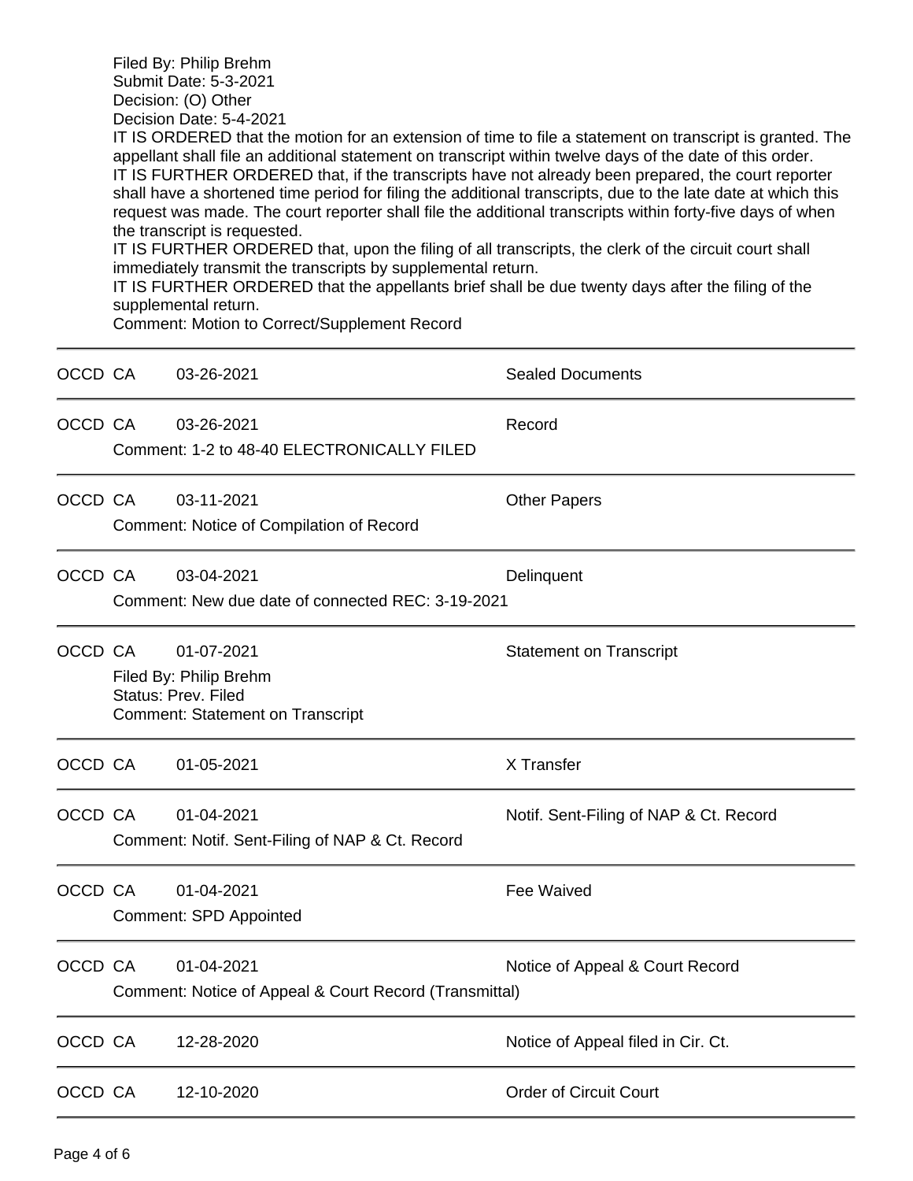Filed By: Philip Brehm
Submit Date: 5-3-2021
Decision: (O) Other
Decision Date: 5-4-2021
IT IS ORDERED that the motion for an extension of time to file a statement on transcript is granted. The appellant shall file an additional statement on transcript within twelve days of the date of this order.
IT IS FURTHER ORDERED that, if the transcripts have not already been prepared, the court reporter shall have a shortened time period for filing the additional transcripts, due to the late date at which this request was made. The court reporter shall file the additional transcripts within forty-five days of when the transcript is requested.
IT IS FURTHER ORDERED that, upon the filing of all transcripts, the clerk of the circuit court shall immediately transmit the transcripts by supplemental return.
IT IS FURTHER ORDERED that the appellants brief shall be due twenty days after the filing of the supplemental return.
Comment: Motion to Correct/Supplement Record

---

OCCD CA 03-26-2021 — Sealed Documents

---

OCCD CA 03-26-2021 — Record
Comment: 1-2 to 48-40 ELECTRONICALLY FILED

---

OCCD CA 03-11-2021 — Other Papers
Comment: Notice of Compilation of Record

---

OCCD CA 03-04-2021 — Delinquent
Comment: New due date of connected REC: 3-19-2021

---

OCCD CA 01-07-2021 — Statement on Transcript
Filed By: Philip Brehm
Status: Prev. Filed
Comment: Statement on Transcript

---

OCCD CA 01-05-2021 — X Transfer

---

OCCD CA 01-04-2021 — Notif. Sent-Filing of NAP & Ct. Record
Comment: Notif. Sent-Filing of NAP & Ct. Record

---

OCCD CA 01-04-2021 — Fee Waived
Comment: SPD Appointed

---

OCCD CA 01-04-2021 — Notice of Appeal & Court Record
Comment: Notice of Appeal & Court Record (Transmittal)

---

OCCD CA 12-28-2020 — Notice of Appeal filed in Cir. Ct.

---

OCCD CA 12-10-2020 — Order of Circuit Court

---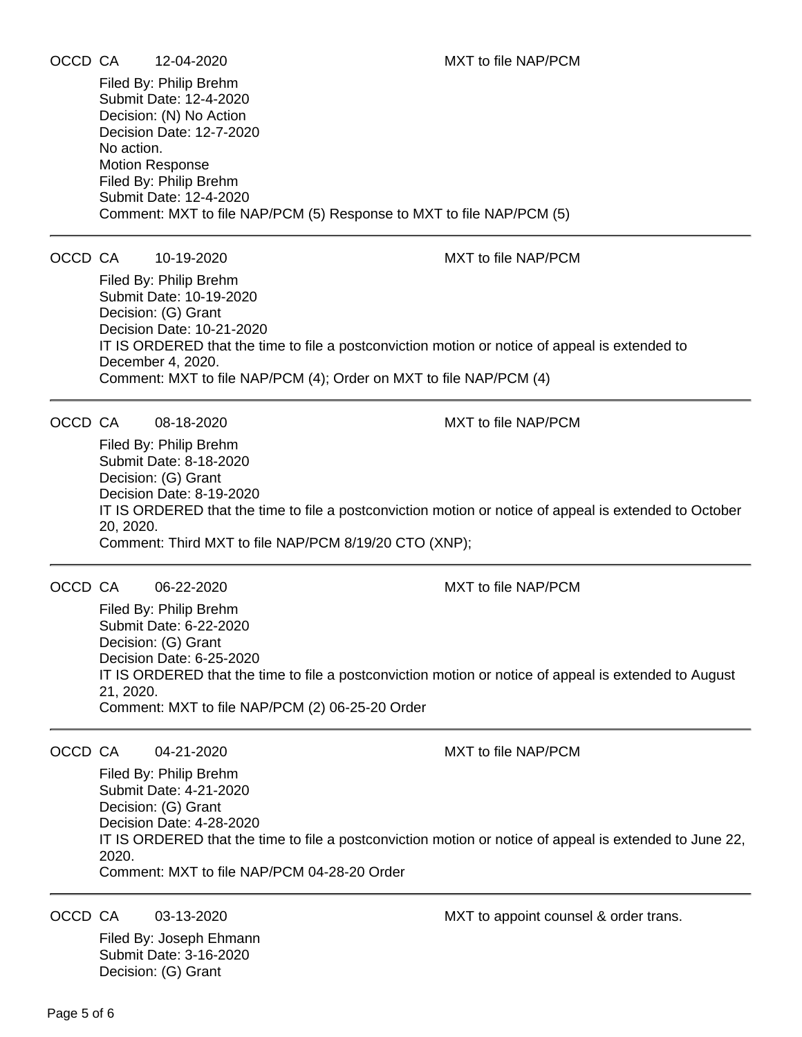OCCD CA 12-04-2020 MXT to file NAP/PCM

Filed By: Philip Brehm
Submit Date: 12-4-2020
Decision: (N) No Action
Decision Date: 12-7-2020
No action.
Motion Response
Filed By: Philip Brehm
Submit Date: 12-4-2020
Comment: MXT to file NAP/PCM (5) Response to MXT to file NAP/PCM (5)

---

OCCD CA 10-19-2020 MXT to file NAP/PCM

Filed By: Philip Brehm
Submit Date: 10-19-2020
Decision: (G) Grant
Decision Date: 10-21-2020
IT IS ORDERED that the time to file a postconviction motion or notice of appeal is extended to December 4, 2020.
Comment: MXT to file NAP/PCM (4); Order on MXT to file NAP/PCM (4)

---

OCCD CA 08-18-2020 MXT to file NAP/PCM

Filed By: Philip Brehm
Submit Date: 8-18-2020
Decision: (G) Grant
Decision Date: 8-19-2020
IT IS ORDERED that the time to file a postconviction motion or notice of appeal is extended to October 20, 2020.
Comment: Third MXT to file NAP/PCM 8/19/20 CTO (XNP);

---

OCCD CA 06-22-2020 MXT to file NAP/PCM

Filed By: Philip Brehm
Submit Date: 6-22-2020
Decision: (G) Grant
Decision Date: 6-25-2020
IT IS ORDERED that the time to file a postconviction motion or notice of appeal is extended to August 21, 2020.
Comment: MXT to file NAP/PCM (2) 06-25-20 Order

---

OCCD CA 04-21-2020 MXT to file NAP/PCM

Filed By: Philip Brehm
Submit Date: 4-21-2020
Decision: (G) Grant
Decision Date: 4-28-2020
IT IS ORDERED that the time to file a postconviction motion or notice of appeal is extended to June 22, 2020.
Comment: MXT to file NAP/PCM 04-28-20 Order

---

OCCD CA 03-13-2020 MXT to appoint counsel & order trans.

Filed By: Joseph Ehmann
Submit Date: 3-16-2020
Decision: (G) Grant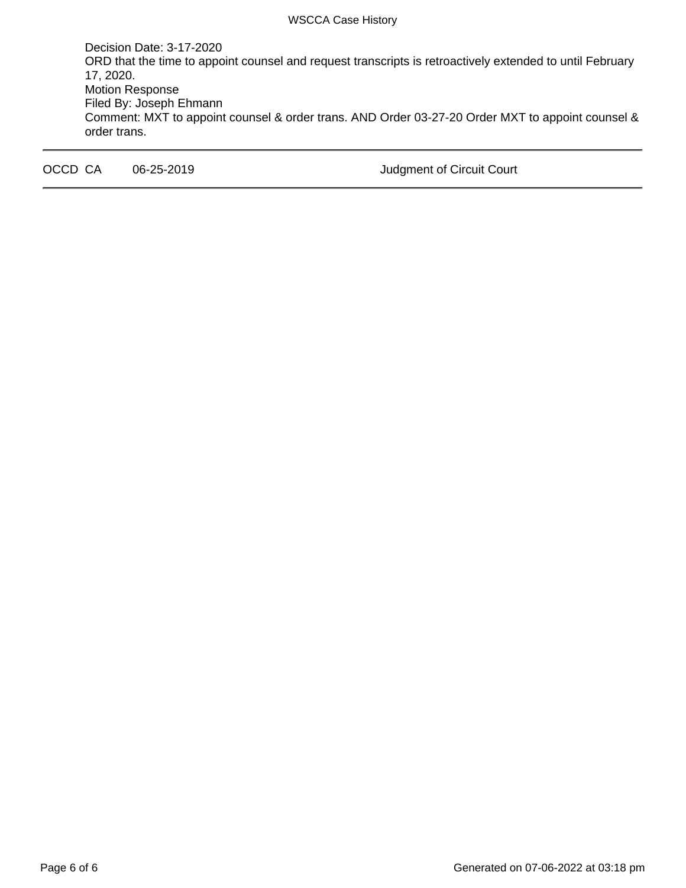Decision Date: 3-17-2020
ORD that the time to appoint counsel and request transcripts is retroactively extended to until February 17, 2020.
Motion Response
Filed By: Joseph Ehmann
Comment: MXT to appoint counsel & order trans. AND Order 03-27-20 Order MXT to appoint counsel & order trans.

---

| | | | |
|---|---|---|---|
| OCCD | CA | 06-25-2019 | Judgment of Circuit Court |